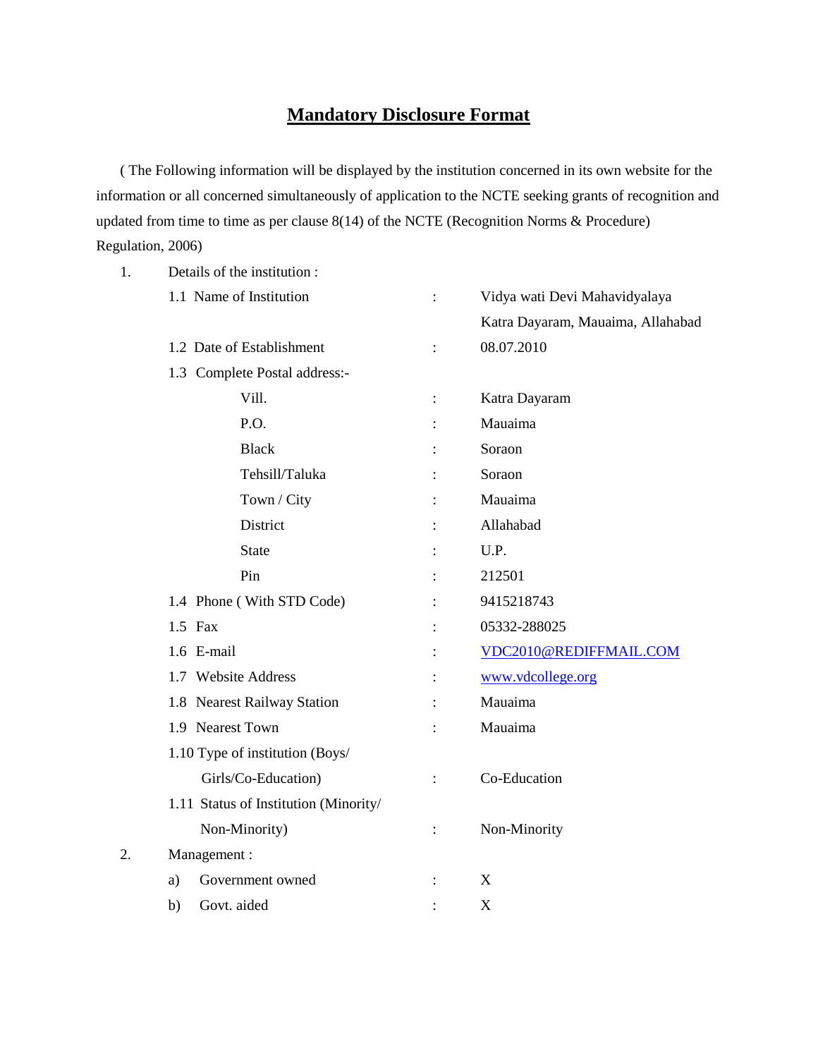# Mandatory Disclosure Format

( The Following information will be displayed by the institution concerned in its own website for the information or all concerned simultaneously of application to the NCTE seeking grants of recognition and updated from time to time as per clause 8(14) of the NCTE (Recognition Norms & Procedure) Regulation, 2006)

1. Details of the institution :

| | | |
|---|---|---|
| 1.1 Name of Institution | : | Vidya wati Devi Mahavidyalaya Katra Dayaram, Mauaima, Allahabad |
| 1.2 Date of Establishment | : | 08.07.2010 |
| 1.3 Complete Postal address:- | | |
| Vill. | : | Katra Dayaram |
| P.O. | : | Mauaima |
| Black | : | Soraon |
| Tehsill/Taluka | : | Soraon |
| Town / City | : | Mauaima |
| District | : | Allahabad |
| State | : | U.P. |
| Pin | : | 212501 |
| 1.4 Phone ( With STD Code) | : | 9415218743 |
| 1.5 Fax | : | 05332-288025 |
| 1.6 E-mail | : | VDC2010@REDIFFMAIL.COM |
| 1.7 Website Address | : | www.vdcollege.org |
| 1.8 Nearest Railway Station | : | Mauaima |
| 1.9 Nearest Town | : | Mauaima |
| 1.10 Type of institution (Boys/ Girls/Co-Education) | : | Co-Education |
| 1.11 Status of Institution (Minority/ Non-Minority) | : | Non-Minority |

2. Management :

| | | |
|---|---|---|
| a) Government owned | : | X |
| b) Govt. aided | : | X |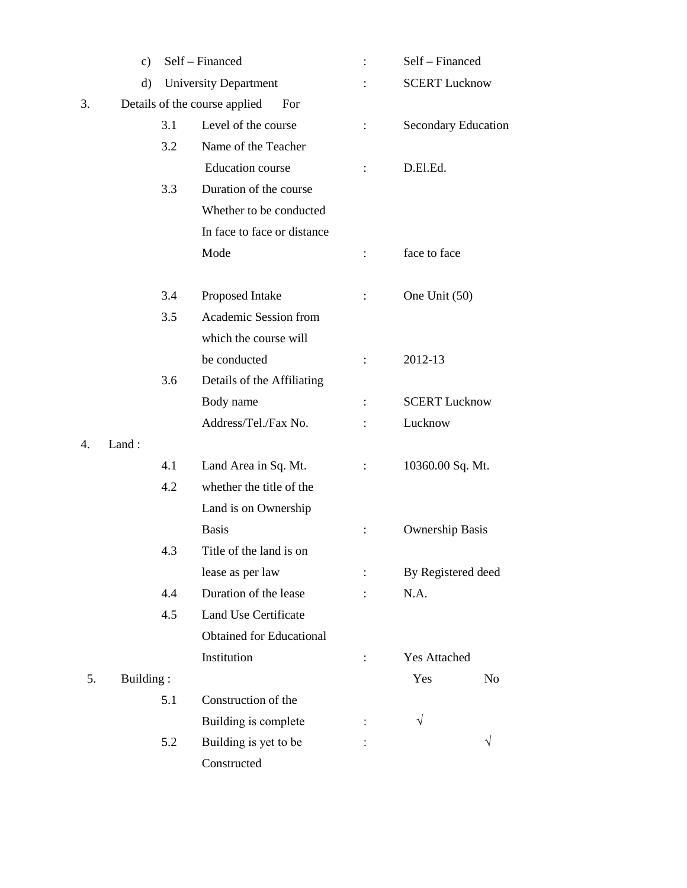c) Self – Financed : Self – Financed

d) University Department : SCERT Lucknow

3. Details of the course applied For

| | | | |
|---|---|---|---|
| 3.1 | Level of the course | : | Secondary Education |
| 3.2 | Name of the Teacher Education course | : | D.El.Ed. |
| 3.3 | Duration of the course Whether to be conducted In face to face or distance Mode | : | face to face |
| 3.4 | Proposed Intake | : | One Unit (50) |
| 3.5 | Academic Session from which the course will be conducted | : | 2012-13 |
| 3.6 | Details of the Affiliating Body name | : | SCERT Lucknow |
| | Address/Tel./Fax No. | : | Lucknow |

4. Land :

| | | | |
|---|---|---|---|
| 4.1 | Land Area in Sq. Mt. | : | 10360.00 Sq. Mt. |
| 4.2 | whether the title of the Land is on Ownership Basis | : | Ownership Basis |
| 4.3 | Title of the land is on lease as per law | : | By Registered deed |
| 4.4 | Duration of the lease | : | N.A. |
| 4.5 | Land Use Certificate Obtained for Educational Institution | : | Yes Attached |

5. Building :

| | | | Yes | No |
|---|---|---|---|---|
| 5.1 | Construction of the Building is complete | : | √ | |
| 5.2 | Building is yet to be Constructed | : | | √ |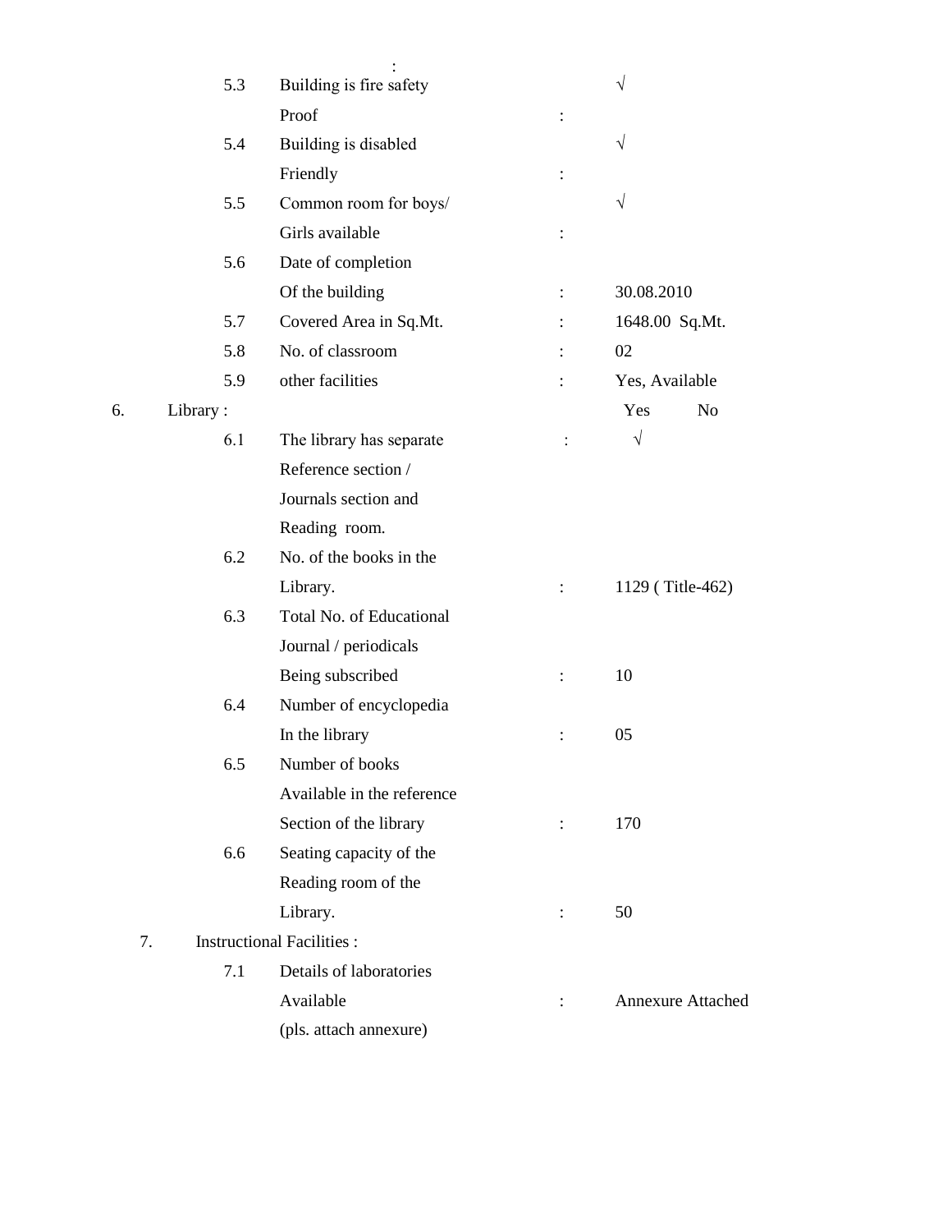| | | | |
|---|---|---|---|
| 5.3 | Building is fire safety Proof | : | √ |
| 5.4 | Building is disabled Friendly | : | √ |
| 5.5 | Common room for boys/ Girls available | : | √ |
| 5.6 | Date of completion Of the building | : | 30.08.2010 |
| 5.7 | Covered Area in Sq.Mt. | : | 1648.00 Sq.Mt. |
| 5.8 | No. of classroom | : | 02 |
| 5.9 | other facilities | : | Yes, Available |

6. Library :

| | | | Yes | No |
|---|---|---|---|---|
| 6.1 | The library has separate Reference section / Journals section and Reading room. | : | √ | |
| 6.2 | No. of the books in the Library. | : | 1129 ( Title-462) | |
| 6.3 | Total No. of Educational Journal / periodicals Being subscribed | : | 10 | |
| 6.4 | Number of encyclopedia In the library | : | 05 | |
| 6.5 | Number of books Available in the reference Section of the library | : | 170 | |
| 6.6 | Seating capacity of the Reading room of the Library. | : | 50 | |

7. Instructional Facilities :

| | | | |
|---|---|---|---|
| 7.1 | Details of laboratories Available (pls. attach annexure) | : | Annexure Attached |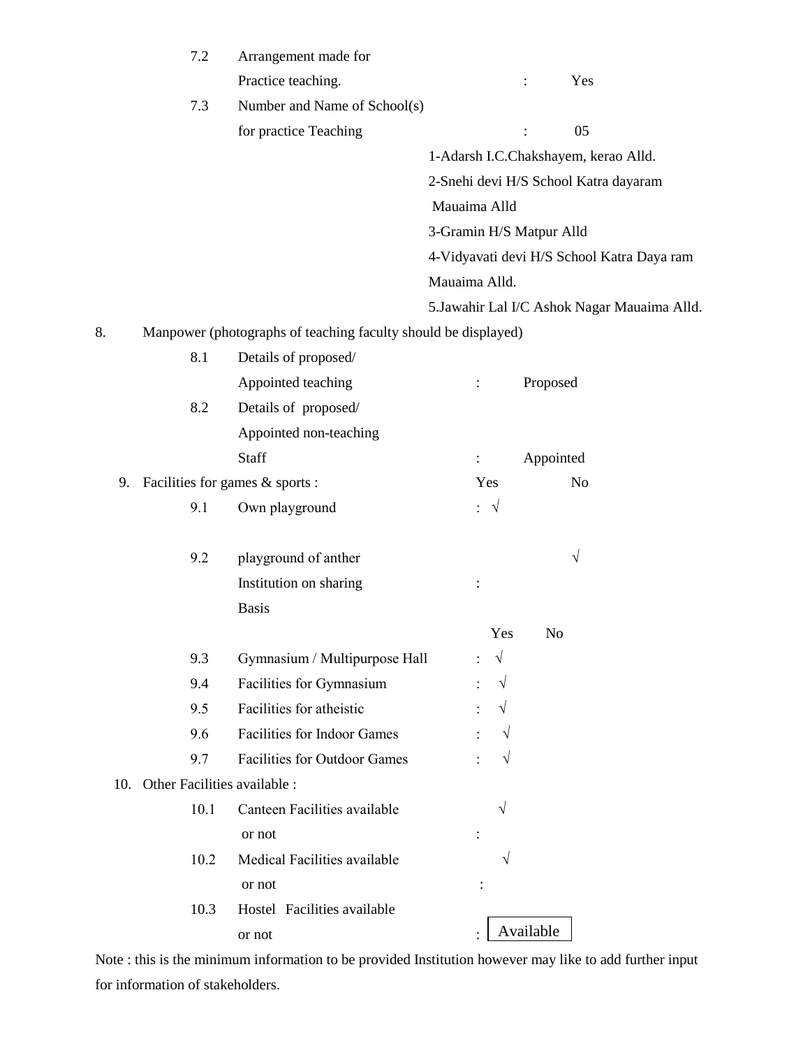7.2 Arrangement made for Practice teaching. : Yes

7.3 Number and Name of School(s) for practice Teaching : 05

1-Adarsh I.C.Chakshayem, kerao Alld.
2-Snehi devi H/S School Katra dayaram Mauaima Alld
3-Gramin H/S Matpur Alld
4-Vidyavati devi H/S School Katra Daya ram Mauaima Alld.
5.Jawahir Lal I/C Ashok Nagar Mauaima Alld.

8. Manpower (photographs of teaching faculty should be displayed)

8.1 Details of proposed/ Appointed teaching : Proposed

8.2 Details of proposed/ Appointed non-teaching Staff : Appointed

| 9. Facilities for games & sports : | Yes | No |
|---|---|---|
| 9.1 Own playground | √ | |
| 9.2 playground of anther Institution on sharing Basis | | √ |

| | Yes | No |
|---|---|---|
| 9.3 Gymnasium / Multipurpose Hall | √ | |
| 9.4 Facilities for Gymnasium | √ | |
| 9.5 Facilities for atheistic | √ | |
| 9.6 Facilities for Indoor Games | √ | |
| 9.7 Facilities for Outdoor Games | √ | |

10. Other Facilities available :

10.1 Canteen Facilities available or not : √

10.2 Medical Facilities available or not : √

10.3 Hostel Facilities available or not : Available

Note : this is the minimum information to be provided Institution however may like to add further input for information of stakeholders.